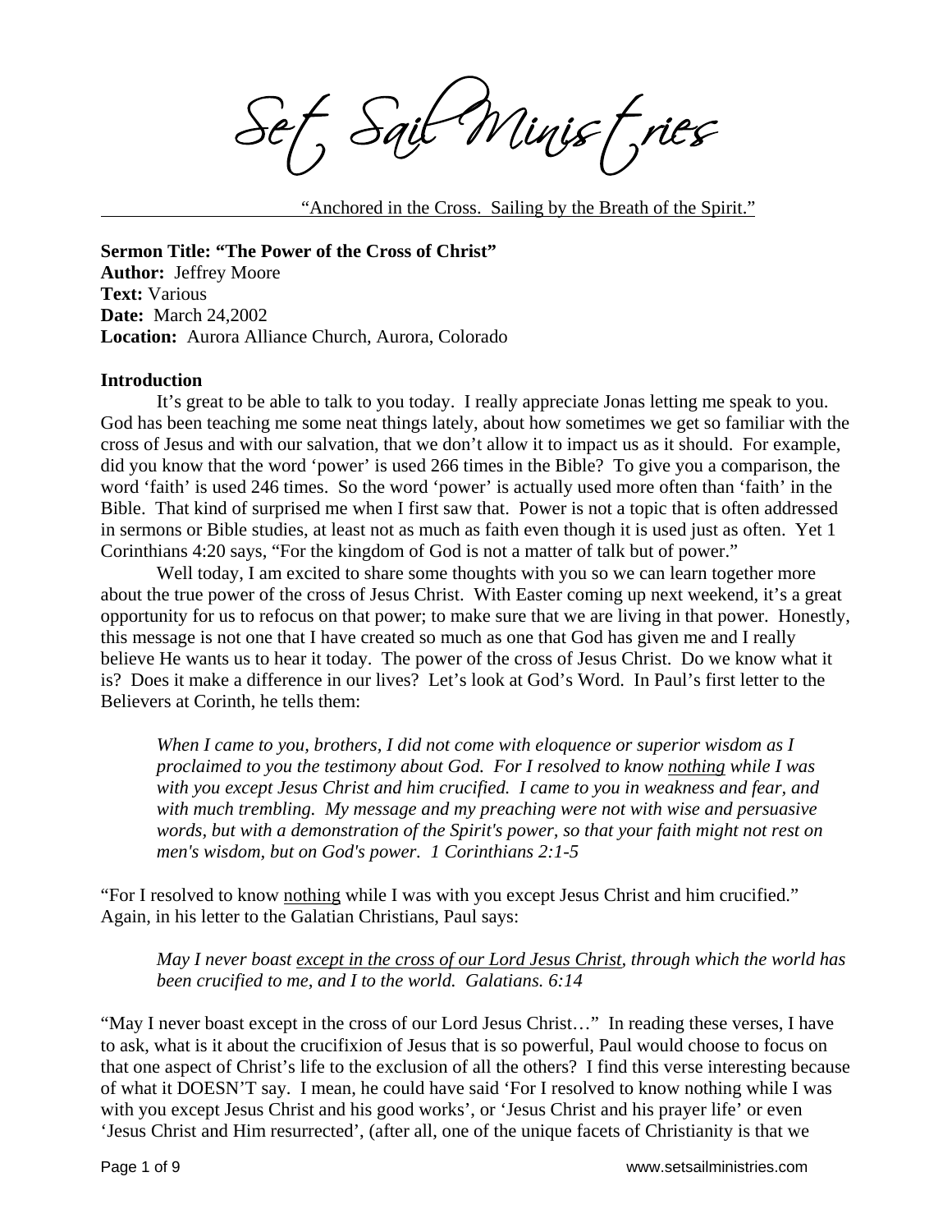# Set Sail Ministries

<u>"Anchored in the Cross. Sailing by the Breath of the Spirit."</u>

**Sermon Title: "The Power of the Cross of Christ"**
**Author:** Jeffrey Moore
**Text:** Various
**Date:** March 24,2002
**Location:** Aurora Alliance Church, Aurora, Colorado

**Introduction**

It's great to be able to talk to you today. I really appreciate Jonas letting me speak to you. God has been teaching me some neat things lately, about how sometimes we get so familiar with the cross of Jesus and with our salvation, that we don't allow it to impact us as it should. For example, did you know that the word 'power' is used 266 times in the Bible? To give you a comparison, the word 'faith' is used 246 times. So the word 'power' is actually used more often than 'faith' in the Bible. That kind of surprised me when I first saw that. Power is not a topic that is often addressed in sermons or Bible studies, at least not as much as faith even though it is used just as often. Yet 1 Corinthians 4:20 says, "For the kingdom of God is not a matter of talk but of power."

Well today, I am excited to share some thoughts with you so we can learn together more about the true power of the cross of Jesus Christ. With Easter coming up next weekend, it's a great opportunity for us to refocus on that power; to make sure that we are living in that power. Honestly, this message is not one that I have created so much as one that God has given me and I really believe He wants us to hear it today. The power of the cross of Jesus Christ. Do we know what it is? Does it make a difference in our lives? Let's look at God's Word. In Paul's first letter to the Believers at Corinth, he tells them:

> *When I came to you, brothers, I did not come with eloquence or superior wisdom as I proclaimed to you the testimony about God. For I resolved to know <u>nothing</u> while I was with you except Jesus Christ and him crucified. I came to you in weakness and fear, and with much trembling. My message and my preaching were not with wise and persuasive words, but with a demonstration of the Spirit's power, so that your faith might not rest on men's wisdom, but on God's power. 1 Corinthians 2:1-5*

"For I resolved to know <u>nothing</u> while I was with you except Jesus Christ and him crucified." Again, in his letter to the Galatian Christians, Paul says:

> *May I never boast <u>except in the cross of our Lord Jesus Christ</u>, through which the world has been crucified to me, and I to the world. Galatians. 6:14*

"May I never boast except in the cross of our Lord Jesus Christ…" In reading these verses, I have to ask, what is it about the crucifixion of Jesus that is so powerful, Paul would choose to focus on that one aspect of Christ's life to the exclusion of all the others? I find this verse interesting because of what it DOESN'T say. I mean, he could have said 'For I resolved to know nothing while I was with you except Jesus Christ and his good works', or 'Jesus Christ and his prayer life' or even 'Jesus Christ and Him resurrected', (after all, one of the unique facets of Christianity is that we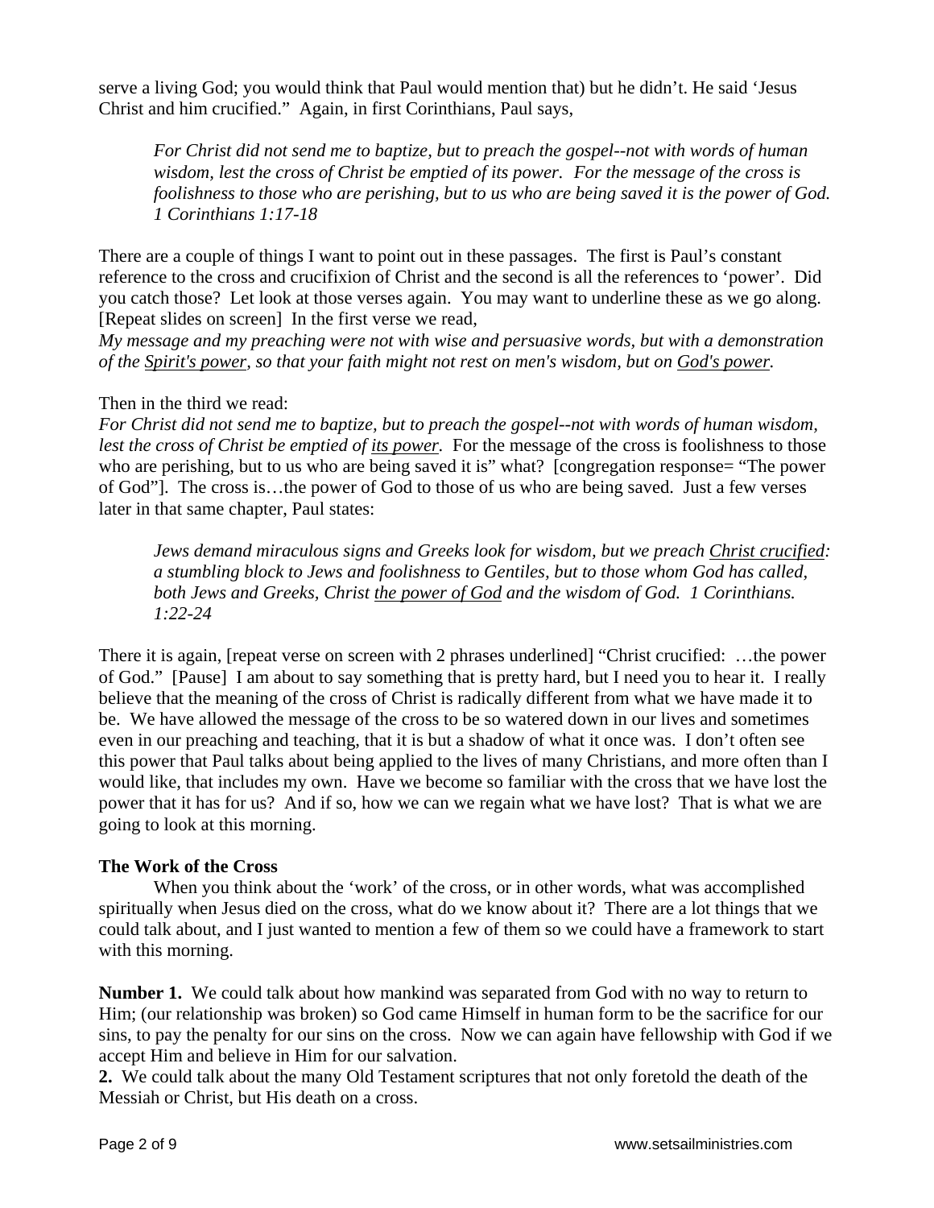serve a living God; you would think that Paul would mention that) but he didn't. He said 'Jesus Christ and him crucified." Again, in first Corinthians, Paul says,

> *For Christ did not send me to baptize, but to preach the gospel--not with words of human wisdom, lest the cross of Christ be emptied of its power. For the message of the cross is foolishness to those who are perishing, but to us who are being saved it is the power of God. 1 Corinthians 1:17-18*

There are a couple of things I want to point out in these passages. The first is Paul's constant reference to the cross and crucifixion of Christ and the second is all the references to 'power'. Did you catch those? Let look at those verses again. You may want to underline these as we go along. [Repeat slides on screen] In the first verse we read,
*My message and my preaching were not with wise and persuasive words, but with a demonstration of the <u>Spirit's power</u>, so that your faith might not rest on men's wisdom, but on <u>God's power</u>.*

Then in the third we read:
*For Christ did not send me to baptize, but to preach the gospel--not with words of human wisdom, lest the cross of Christ be emptied of <u>its power</u>.* For the message of the cross is foolishness to those who are perishing, but to us who are being saved it is" what? [congregation response= "The power of God"]. The cross is…the power of God to those of us who are being saved. Just a few verses later in that same chapter, Paul states:

> *Jews demand miraculous signs and Greeks look for wisdom, but we preach <u>Christ crucified</u>: a stumbling block to Jews and foolishness to Gentiles, but to those whom God has called, both Jews and Greeks, Christ <u>the power of God</u> and the wisdom of God. 1 Corinthians. 1:22-24*

There it is again, [repeat verse on screen with 2 phrases underlined] "Christ crucified: …the power of God." [Pause] I am about to say something that is pretty hard, but I need you to hear it. I really believe that the meaning of the cross of Christ is radically different from what we have made it to be. We have allowed the message of the cross to be so watered down in our lives and sometimes even in our preaching and teaching, that it is but a shadow of what it once was. I don't often see this power that Paul talks about being applied to the lives of many Christians, and more often than I would like, that includes my own. Have we become so familiar with the cross that we have lost the power that it has for us? And if so, how we can we regain what we have lost? That is what we are going to look at this morning.

**The Work of the Cross**

When you think about the 'work' of the cross, or in other words, what was accomplished spiritually when Jesus died on the cross, what do we know about it? There are a lot things that we could talk about, and I just wanted to mention a few of them so we could have a framework to start with this morning.

**Number 1.** We could talk about how mankind was separated from God with no way to return to Him; (our relationship was broken) so God came Himself in human form to be the sacrifice for our sins, to pay the penalty for our sins on the cross. Now we can again have fellowship with God if we accept Him and believe in Him for our salvation.

**2.** We could talk about the many Old Testament scriptures that not only foretold the death of the Messiah or Christ, but His death on a cross.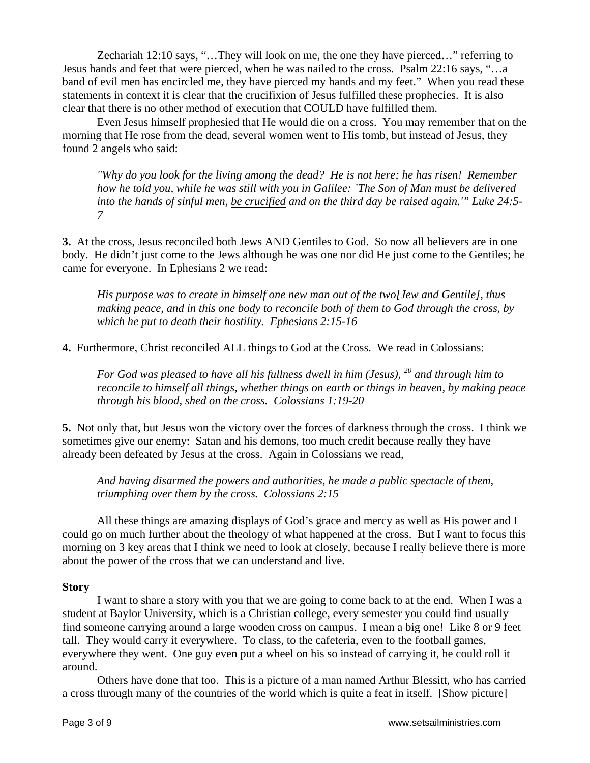Zechariah 12:10 says, "…They will look on me, the one they have pierced…" referring to Jesus hands and feet that were pierced, when he was nailed to the cross. Psalm 22:16 says, "…a band of evil men has encircled me, they have pierced my hands and my feet." When you read these statements in context it is clear that the crucifixion of Jesus fulfilled these prophecies. It is also clear that there is no other method of execution that COULD have fulfilled them.

Even Jesus himself prophesied that He would die on a cross. You may remember that on the morning that He rose from the dead, several women went to His tomb, but instead of Jesus, they found 2 angels who said:

> *"Why do you look for the living among the dead? He is not here; he has risen! Remember how he told you, while he was still with you in Galilee: `The Son of Man must be delivered into the hands of sinful men, <u>be crucified</u> and on the third day be raised again.'" Luke 24:5-7*

**3.** At the cross, Jesus reconciled both Jews AND Gentiles to God. So now all believers are in one body. He didn't just come to the Jews although he <u>was</u> one nor did He just come to the Gentiles; he came for everyone. In Ephesians 2 we read:

> *His purpose was to create in himself one new man out of the two[Jew and Gentile], thus making peace, and in this one body to reconcile both of them to God through the cross, by which he put to death their hostility. Ephesians 2:15-16*

**4.** Furthermore, Christ reconciled ALL things to God at the Cross. We read in Colossians:

> *For God was pleased to have all his fullness dwell in him (Jesus), [20] and through him to reconcile to himself all things, whether things on earth or things in heaven, by making peace through his blood, shed on the cross. Colossians 1:19-20*

**5.** Not only that, but Jesus won the victory over the forces of darkness through the cross. I think we sometimes give our enemy: Satan and his demons, too much credit because really they have already been defeated by Jesus at the cross. Again in Colossians we read,

> *And having disarmed the powers and authorities, he made a public spectacle of them, triumphing over them by the cross. Colossians 2:15*

All these things are amazing displays of God's grace and mercy as well as His power and I could go on much further about the theology of what happened at the cross. But I want to focus this morning on 3 key areas that I think we need to look at closely, because I really believe there is more about the power of the cross that we can understand and live.

**Story**

I want to share a story with you that we are going to come back to at the end. When I was a student at Baylor University, which is a Christian college, every semester you could find usually find someone carrying around a large wooden cross on campus. I mean a big one! Like 8 or 9 feet tall. They would carry it everywhere. To class, to the cafeteria, even to the football games, everywhere they went. One guy even put a wheel on his so instead of carrying it, he could roll it around.

Others have done that too. This is a picture of a man named Arthur Blessitt, who has carried a cross through many of the countries of the world which is quite a feat in itself. [Show picture]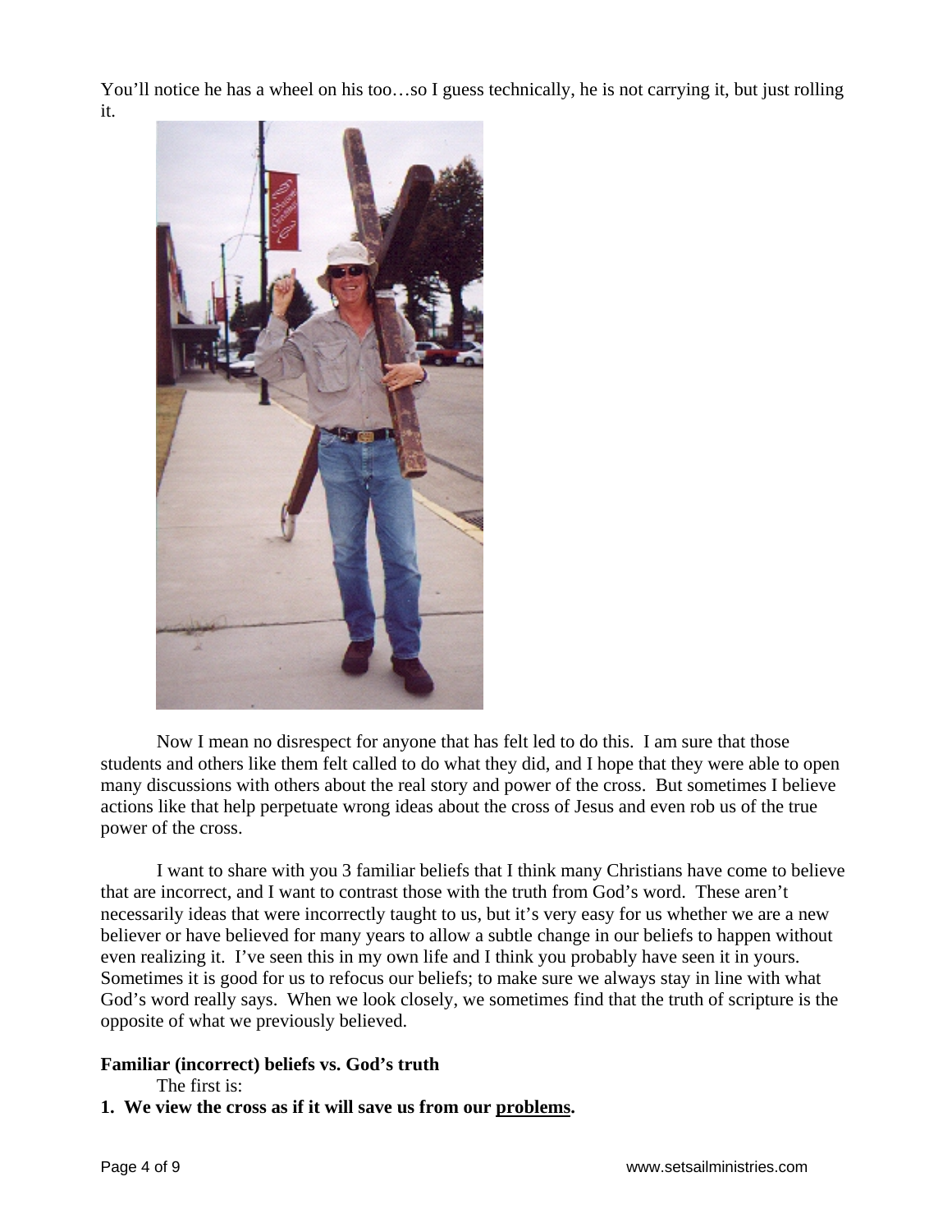You'll notice he has a wheel on his too…so I guess technically, he is not carrying it, but just rolling it.

Now I mean no disrespect for anyone that has felt led to do this. I am sure that those students and others like them felt called to do what they did, and I hope that they were able to open many discussions with others about the real story and power of the cross. But sometimes I believe actions like that help perpetuate wrong ideas about the cross of Jesus and even rob us of the true power of the cross.

I want to share with you 3 familiar beliefs that I think many Christians have come to believe that are incorrect, and I want to contrast those with the truth from God's word. These aren't necessarily ideas that were incorrectly taught to us, but it's very easy for us whether we are a new believer or have believed for many years to allow a subtle change in our beliefs to happen without even realizing it. I've seen this in my own life and I think you probably have seen it in yours. Sometimes it is good for us to refocus our beliefs; to make sure we always stay in line with what God's word really says. When we look closely, we sometimes find that the truth of scripture is the opposite of what we previously believed.

**Familiar (incorrect) beliefs vs. God's truth**

The first is:

**1. We view the cross as if it will save us from our <u>problems</u>.**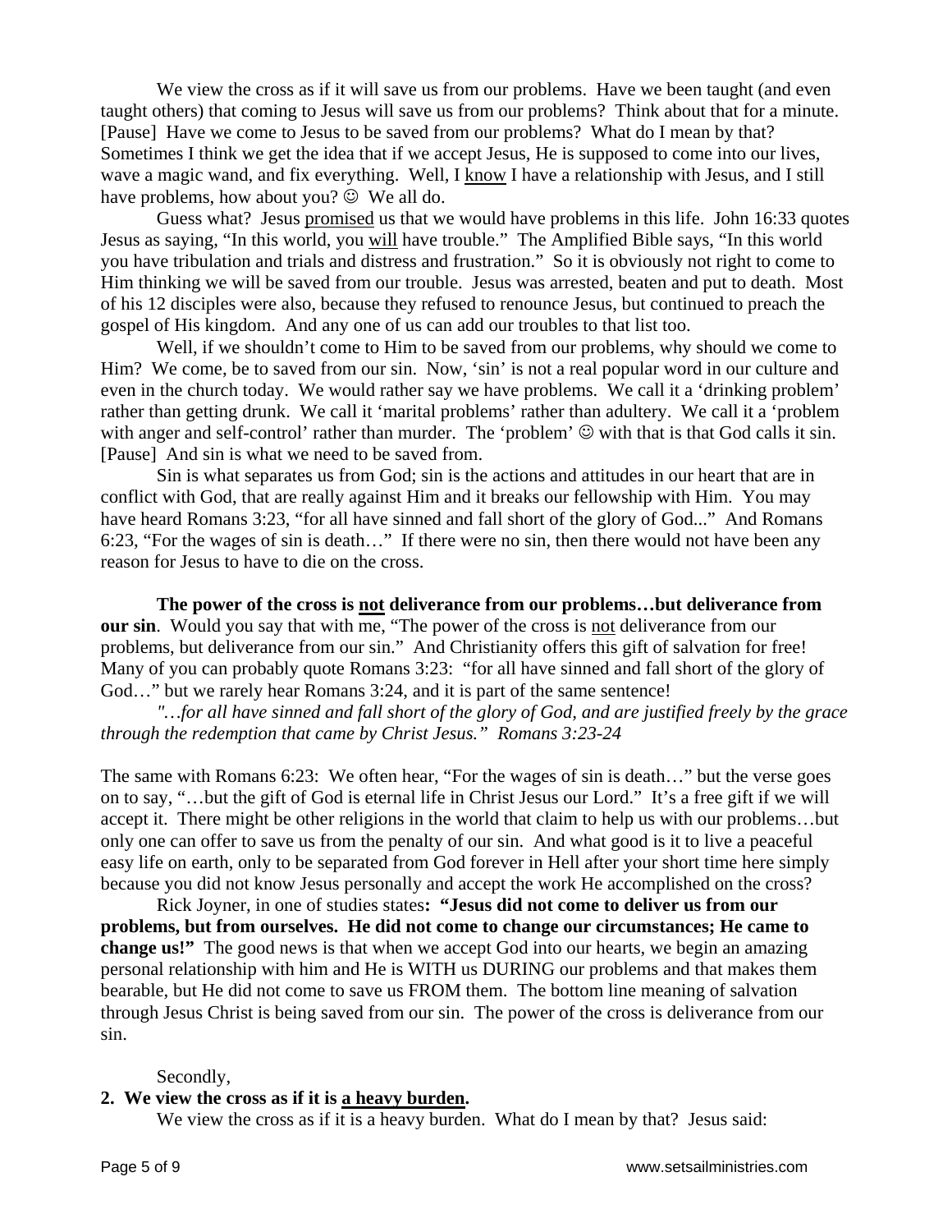We view the cross as if it will save us from our problems. Have we been taught (and even taught others) that coming to Jesus will save us from our problems? Think about that for a minute. [Pause] Have we come to Jesus to be saved from our problems? What do I mean by that? Sometimes I think we get the idea that if we accept Jesus, He is supposed to come into our lives, wave a magic wand, and fix everything. Well, I <u>know</u> I have a relationship with Jesus, and I still have problems, how about you? ☺ We all do.

Guess what? Jesus <u>promised</u> us that we would have problems in this life. John 16:33 quotes Jesus as saying, "In this world, you <u>will</u> have trouble." The Amplified Bible says, "In this world you have tribulation and trials and distress and frustration." So it is obviously not right to come to Him thinking we will be saved from our trouble. Jesus was arrested, beaten and put to death. Most of his 12 disciples were also, because they refused to renounce Jesus, but continued to preach the gospel of His kingdom. And any one of us can add our troubles to that list too.

Well, if we shouldn't come to Him to be saved from our problems, why should we come to Him? We come, be to saved from our sin. Now, 'sin' is not a real popular word in our culture and even in the church today. We would rather say we have problems. We call it a 'drinking problem' rather than getting drunk. We call it 'marital problems' rather than adultery. We call it a 'problem with anger and self-control' rather than murder. The 'problem' ☺ with that is that God calls it sin. [Pause] And sin is what we need to be saved from.

Sin is what separates us from God; sin is the actions and attitudes in our heart that are in conflict with God, that are really against Him and it breaks our fellowship with Him. You may have heard Romans 3:23, "for all have sinned and fall short of the glory of God..." And Romans 6:23, "For the wages of sin is death…" If there were no sin, then there would not have been any reason for Jesus to have to die on the cross.

**The power of the cross is <u>not</u> deliverance from our problems…but deliverance from our sin**. Would you say that with me, "The power of the cross is <u>not</u> deliverance from our problems, but deliverance from our sin." And Christianity offers this gift of salvation for free! Many of you can probably quote Romans 3:23: "for all have sinned and fall short of the glory of God…" but we rarely hear Romans 3:24, and it is part of the same sentence!

*"…for all have sinned and fall short of the glory of God, and are justified freely by the grace through the redemption that came by Christ Jesus." Romans 3:23-24*

The same with Romans 6:23: We often hear, "For the wages of sin is death…" but the verse goes on to say, "…but the gift of God is eternal life in Christ Jesus our Lord." It's a free gift if we will accept it. There might be other religions in the world that claim to help us with our problems…but only one can offer to save us from the penalty of our sin. And what good is it to live a peaceful easy life on earth, only to be separated from God forever in Hell after your short time here simply because you did not know Jesus personally and accept the work He accomplished on the cross?

Rick Joyner, in one of studies states**: "Jesus did not come to deliver us from our problems, but from ourselves. He did not come to change our circumstances; He came to change us!"** The good news is that when we accept God into our hearts, we begin an amazing personal relationship with him and He is WITH us DURING our problems and that makes them bearable, but He did not come to save us FROM them. The bottom line meaning of salvation through Jesus Christ is being saved from our sin. The power of the cross is deliverance from our sin.

Secondly,

**2. We view the cross as if it is <u>a heavy burden</u>.**

We view the cross as if it is a heavy burden. What do I mean by that? Jesus said: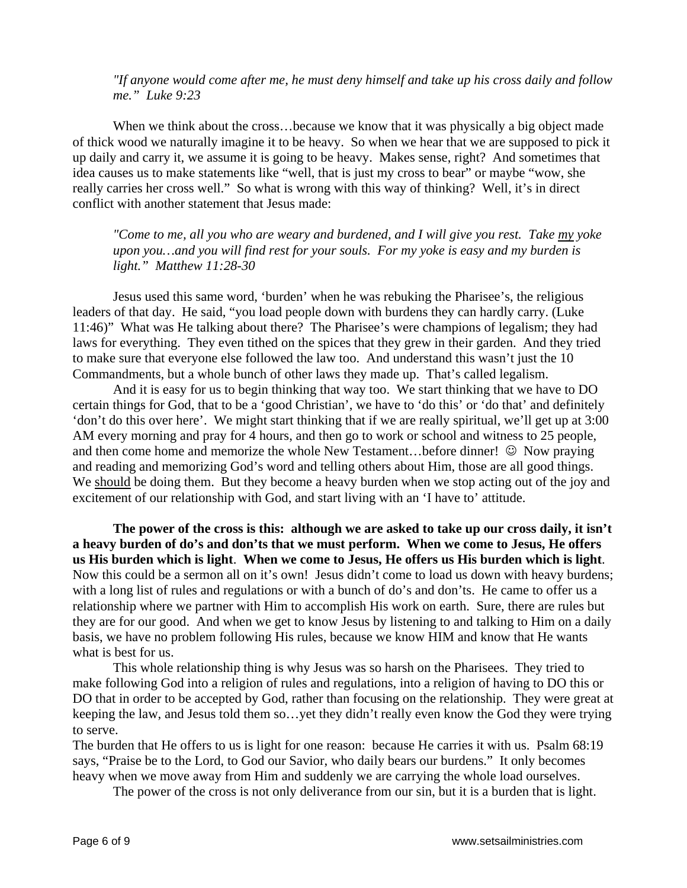*"If anyone would come after me, he must deny himself and take up his cross daily and follow me." Luke 9:23*

When we think about the cross…because we know that it was physically a big object made of thick wood we naturally imagine it to be heavy. So when we hear that we are supposed to pick it up daily and carry it, we assume it is going to be heavy. Makes sense, right? And sometimes that idea causes us to make statements like "well, that is just my cross to bear" or maybe "wow, she really carries her cross well." So what is wrong with this way of thinking? Well, it's in direct conflict with another statement that Jesus made:

*"Come to me, all you who are weary and burdened, and I will give you rest. Take my yoke upon you…and you will find rest for your souls. For my yoke is easy and my burden is light." Matthew 11:28-30*

Jesus used this same word, 'burden' when he was rebuking the Pharisee's, the religious leaders of that day. He said, "you load people down with burdens they can hardly carry. (Luke 11:46)" What was He talking about there? The Pharisee's were champions of legalism; they had laws for everything. They even tithed on the spices that they grew in their garden. And they tried to make sure that everyone else followed the law too. And understand this wasn't just the 10 Commandments, but a whole bunch of other laws they made up. That's called legalism.

And it is easy for us to begin thinking that way too. We start thinking that we have to DO certain things for God, that to be a 'good Christian', we have to 'do this' or 'do that' and definitely 'don't do this over here'. We might start thinking that if we are really spiritual, we'll get up at 3:00 AM every morning and pray for 4 hours, and then go to work or school and witness to 25 people, and then come home and memorize the whole New Testament…before dinner! ☺ Now praying and reading and memorizing God's word and telling others about Him, those are all good things. We should be doing them. But they become a heavy burden when we stop acting out of the joy and excitement of our relationship with God, and start living with an 'I have to' attitude.

**The power of the cross is this: although we are asked to take up our cross daily, it isn't a heavy burden of do's and don'ts that we must perform. When we come to Jesus, He offers us His burden which is light**. **When we come to Jesus, He offers us His burden which is light**. Now this could be a sermon all on it's own! Jesus didn't come to load us down with heavy burdens; with a long list of rules and regulations or with a bunch of do's and don'ts. He came to offer us a relationship where we partner with Him to accomplish His work on earth. Sure, there are rules but they are for our good. And when we get to know Jesus by listening to and talking to Him on a daily basis, we have no problem following His rules, because we know HIM and know that He wants what is best for us.

This whole relationship thing is why Jesus was so harsh on the Pharisees. They tried to make following God into a religion of rules and regulations, into a religion of having to DO this or DO that in order to be accepted by God, rather than focusing on the relationship. They were great at keeping the law, and Jesus told them so…yet they didn't really even know the God they were trying to serve.

The burden that He offers to us is light for one reason: because He carries it with us. Psalm 68:19 says, "Praise be to the Lord, to God our Savior, who daily bears our burdens." It only becomes heavy when we move away from Him and suddenly we are carrying the whole load ourselves.

The power of the cross is not only deliverance from our sin, but it is a burden that is light.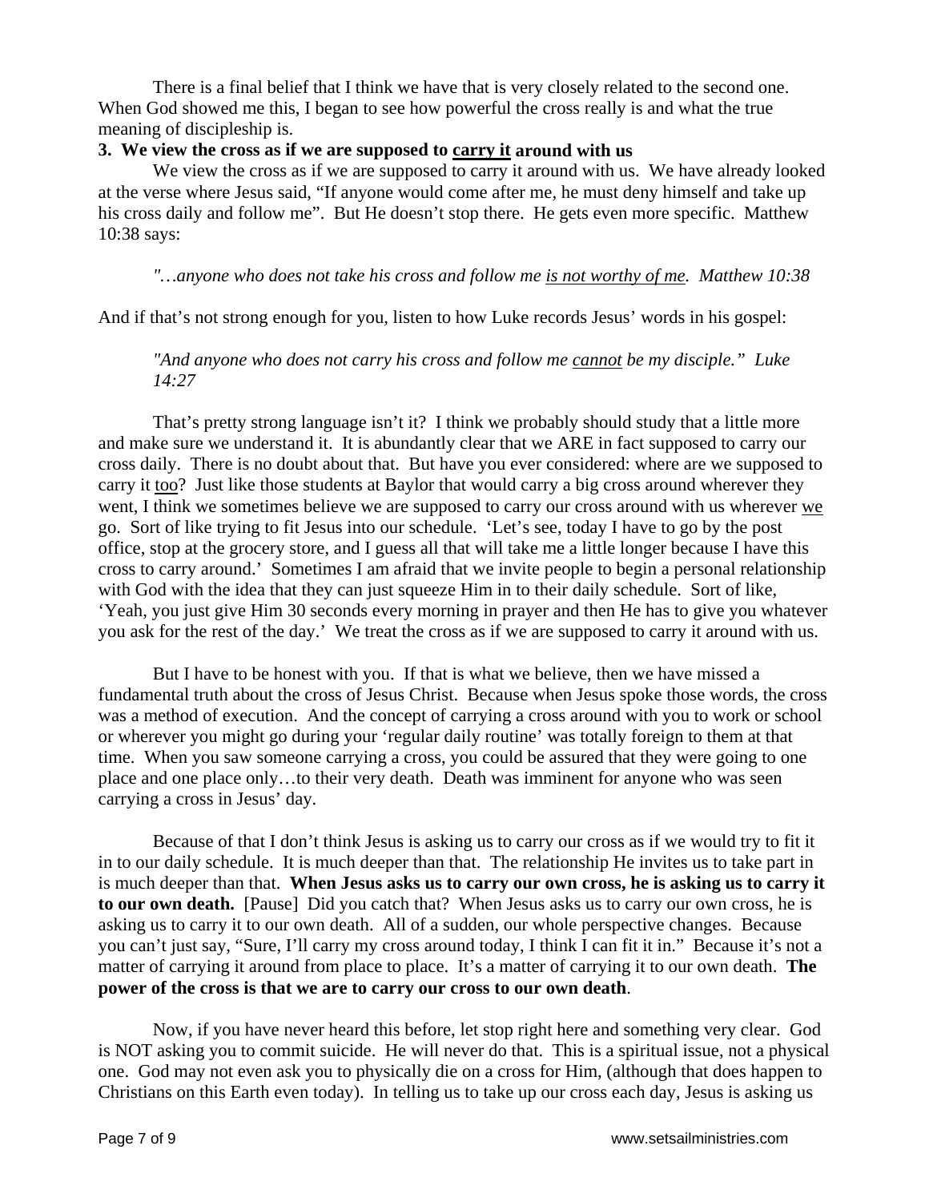There is a final belief that I think we have that is very closely related to the second one. When God showed me this, I began to see how powerful the cross really is and what the true meaning of discipleship is.

**3. We view the cross as if we are supposed to <u>carry it</u> around with us**

We view the cross as if we are supposed to carry it around with us. We have already looked at the verse where Jesus said, "If anyone would come after me, he must deny himself and take up his cross daily and follow me". But He doesn't stop there. He gets even more specific. Matthew 10:38 says:

> *"…anyone who does not take his cross and follow me <u>is not worthy of me</u>. Matthew 10:38*

And if that's not strong enough for you, listen to how Luke records Jesus' words in his gospel:

> *"And anyone who does not carry his cross and follow me <u>cannot</u> be my disciple." Luke 14:27*

That's pretty strong language isn't it? I think we probably should study that a little more and make sure we understand it. It is abundantly clear that we ARE in fact supposed to carry our cross daily. There is no doubt about that. But have you ever considered: where are we supposed to carry it <u>too</u>? Just like those students at Baylor that would carry a big cross around wherever they went, I think we sometimes believe we are supposed to carry our cross around with us wherever <u>we</u> go. Sort of like trying to fit Jesus into our schedule. 'Let's see, today I have to go by the post office, stop at the grocery store, and I guess all that will take me a little longer because I have this cross to carry around.' Sometimes I am afraid that we invite people to begin a personal relationship with God with the idea that they can just squeeze Him in to their daily schedule. Sort of like, 'Yeah, you just give Him 30 seconds every morning in prayer and then He has to give you whatever you ask for the rest of the day.' We treat the cross as if we are supposed to carry it around with us.

But I have to be honest with you. If that is what we believe, then we have missed a fundamental truth about the cross of Jesus Christ. Because when Jesus spoke those words, the cross was a method of execution. And the concept of carrying a cross around with you to work or school or wherever you might go during your 'regular daily routine' was totally foreign to them at that time. When you saw someone carrying a cross, you could be assured that they were going to one place and one place only…to their very death. Death was imminent for anyone who was seen carrying a cross in Jesus' day.

Because of that I don't think Jesus is asking us to carry our cross as if we would try to fit it in to our daily schedule. It is much deeper than that. The relationship He invites us to take part in is much deeper than that. **When Jesus asks us to carry our own cross, he is asking us to carry it to our own death.** [Pause] Did you catch that? When Jesus asks us to carry our own cross, he is asking us to carry it to our own death. All of a sudden, our whole perspective changes. Because you can't just say, "Sure, I'll carry my cross around today, I think I can fit it in." Because it's not a matter of carrying it around from place to place. It's a matter of carrying it to our own death. **The power of the cross is that we are to carry our cross to our own death**.

Now, if you have never heard this before, let stop right here and something very clear. God is NOT asking you to commit suicide. He will never do that. This is a spiritual issue, not a physical one. God may not even ask you to physically die on a cross for Him, (although that does happen to Christians on this Earth even today). In telling us to take up our cross each day, Jesus is asking us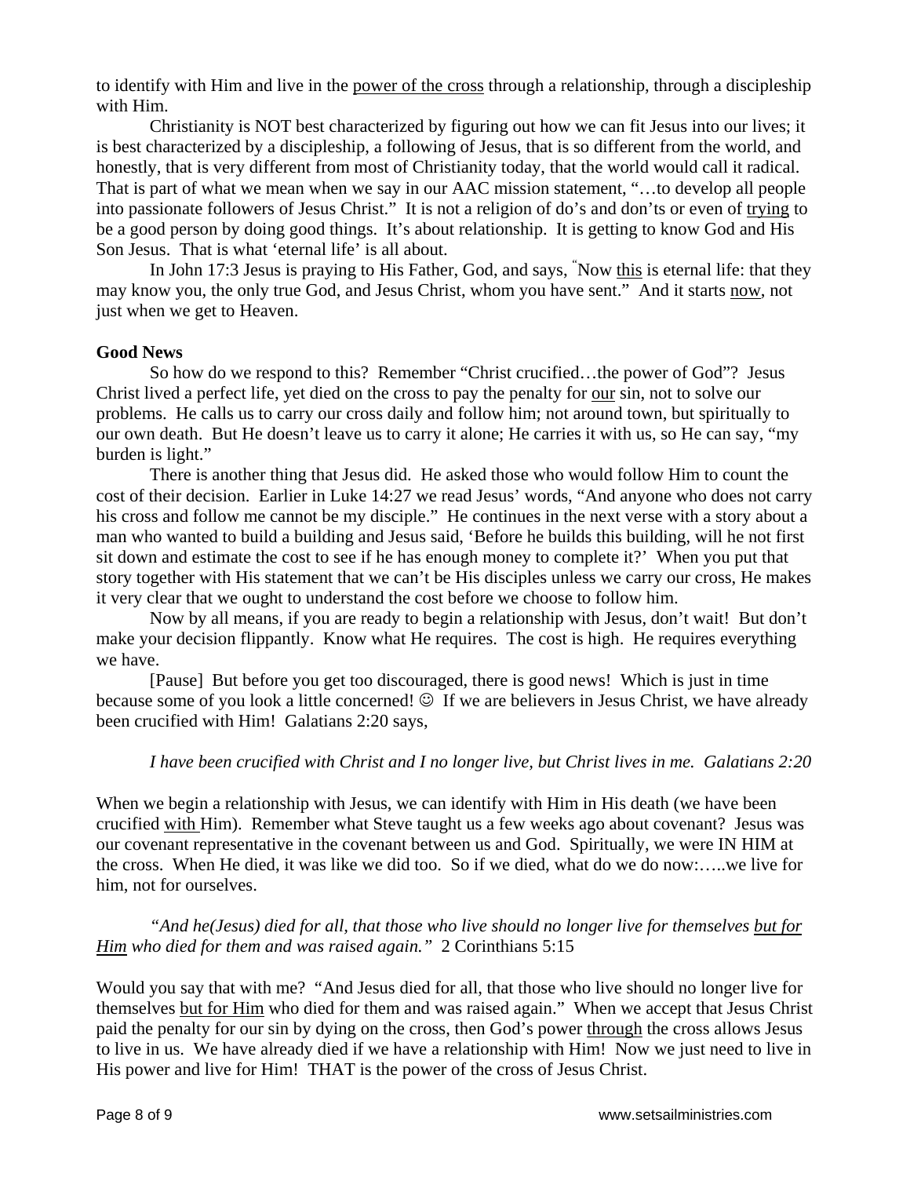to identify with Him and live in the <u>power of the cross</u> through a relationship, through a discipleship with Him.

Christianity is NOT best characterized by figuring out how we can fit Jesus into our lives; it is best characterized by a discipleship, a following of Jesus, that is so different from the world, and honestly, that is very different from most of Christianity today, that the world would call it radical. That is part of what we mean when we say in our AAC mission statement, "…to develop all people into passionate followers of Jesus Christ." It is not a religion of do's and don'ts or even of <u>trying</u> to be a good person by doing good things. It's about relationship. It is getting to know God and His Son Jesus. That is what 'eternal life' is all about.

In John 17:3 Jesus is praying to His Father, God, and says, "Now <u>this</u> is eternal life: that they may know you, the only true God, and Jesus Christ, whom you have sent." And it starts <u>now</u>, not just when we get to Heaven.

**Good News**

So how do we respond to this? Remember "Christ crucified…the power of God"? Jesus Christ lived a perfect life, yet died on the cross to pay the penalty for <u>our</u> sin, not to solve our problems. He calls us to carry our cross daily and follow him; not around town, but spiritually to our own death. But He doesn't leave us to carry it alone; He carries it with us, so He can say, "my burden is light."

There is another thing that Jesus did. He asked those who would follow Him to count the cost of their decision. Earlier in Luke 14:27 we read Jesus' words, "And anyone who does not carry his cross and follow me cannot be my disciple." He continues in the next verse with a story about a man who wanted to build a building and Jesus said, 'Before he builds this building, will he not first sit down and estimate the cost to see if he has enough money to complete it?' When you put that story together with His statement that we can't be His disciples unless we carry our cross, He makes it very clear that we ought to understand the cost before we choose to follow him.

Now by all means, if you are ready to begin a relationship with Jesus, don't wait! But don't make your decision flippantly. Know what He requires. The cost is high. He requires everything we have.

[Pause] But before you get too discouraged, there is good news! Which is just in time because some of you look a little concerned! ☺ If we are believers in Jesus Christ, we have already been crucified with Him! Galatians 2:20 says,

*I have been crucified with Christ and I no longer live, but Christ lives in me. Galatians 2:20*

When we begin a relationship with Jesus, we can identify with Him in His death (we have been crucified <u>with</u> Him). Remember what Steve taught us a few weeks ago about covenant? Jesus was our covenant representative in the covenant between us and God. Spiritually, we were IN HIM at the cross. When He died, it was like we did too. So if we died, what do we do now:…..we live for him, not for ourselves.

*"And he(Jesus) died for all, that those who live should no longer live for themselves <u>but for Him</u> who died for them and was raised again."* 2 Corinthians 5:15

Would you say that with me? "And Jesus died for all, that those who live should no longer live for themselves <u>but for Him</u> who died for them and was raised again." When we accept that Jesus Christ paid the penalty for our sin by dying on the cross, then God's power <u>through</u> the cross allows Jesus to live in us. We have already died if we have a relationship with Him! Now we just need to live in His power and live for Him! THAT is the power of the cross of Jesus Christ.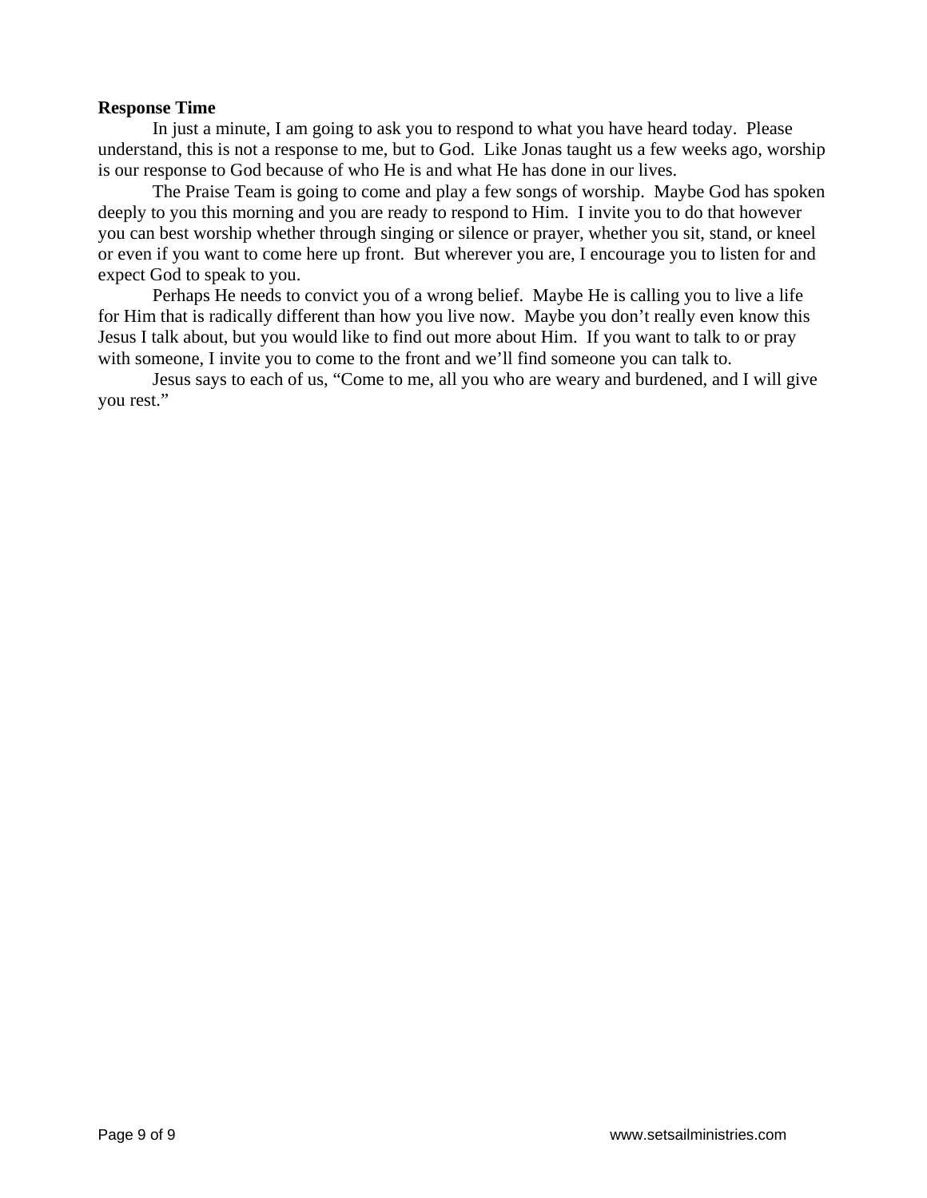**Response Time**

In just a minute, I am going to ask you to respond to what you have heard today. Please understand, this is not a response to me, but to God. Like Jonas taught us a few weeks ago, worship is our response to God because of who He is and what He has done in our lives.

The Praise Team is going to come and play a few songs of worship. Maybe God has spoken deeply to you this morning and you are ready to respond to Him. I invite you to do that however you can best worship whether through singing or silence or prayer, whether you sit, stand, or kneel or even if you want to come here up front. But wherever you are, I encourage you to listen for and expect God to speak to you.

Perhaps He needs to convict you of a wrong belief. Maybe He is calling you to live a life for Him that is radically different than how you live now. Maybe you don't really even know this Jesus I talk about, but you would like to find out more about Him. If you want to talk to or pray with someone, I invite you to come to the front and we'll find someone you can talk to.

Jesus says to each of us, "Come to me, all you who are weary and burdened, and I will give you rest."